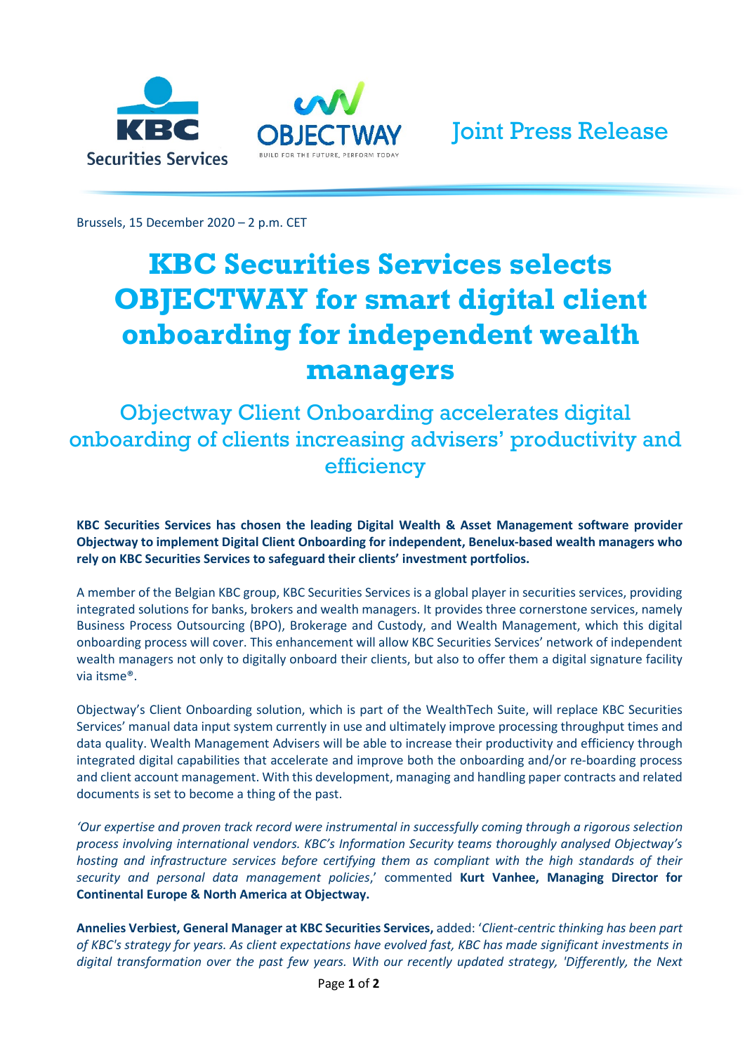Joint Press Release

Brussels, 15 December 2020 – 2 p.m. CET

# KBC Securities Services selects OBJECTWAY for smart digital client onboarding for independent wealth managers

## Objectway Client Onboarding accelerates digital onboarding of clients increasing advisers' productivity and efficiency

**KBC Securities Services has chosen the leading Digital Wealth & Asset Management software provider Objectway to implement Digital Client Onboarding for independent, Benelux-based wealth managers who rely on KBC Securities Services to safeguard their clients' investment portfolios.**

A member of the Belgian KBC group, KBC Securities Services is a global player in securities services, providing integrated solutions for banks, brokers and wealth managers. It provides three cornerstone services, namely Business Process Outsourcing (BPO), Brokerage and Custody, and Wealth Management, which this digital onboarding process will cover. This enhancement will allow KBC Securities Services' network of independent wealth managers not only to digitally onboard their clients, but also to offer them a digital signature facility via itsme®.

Objectway's Client Onboarding solution, which is part of the WealthTech Suite, will replace KBC Securities Services' manual data input system currently in use and ultimately improve processing throughput times and data quality. Wealth Management Advisers will be able to increase their productivity and efficiency through integrated digital capabilities that accelerate and improve both the onboarding and/or re-boarding process and client account management. With this development, managing and handling paper contracts and related documents is set to become a thing of the past.

*'Our expertise and proven track record were instrumental in successfully coming through a rigorous selection process involving international vendors. KBC's Information Security teams thoroughly analysed Objectway's hosting and infrastructure services before certifying them as compliant with the high standards of their security and personal data management policies*,' commented **Kurt Vanhee, Managing Director for Continental Europe & North America at Objectway.**

**Annelies Verbiest, General Manager at KBC Securities Services,** added: '*Client-centric thinking has been part of KBC's strategy for years. As client expectations have evolved fast, KBC has made significant investments in digital transformation over the past few years. With our recently updated strategy, 'Differently, the Next*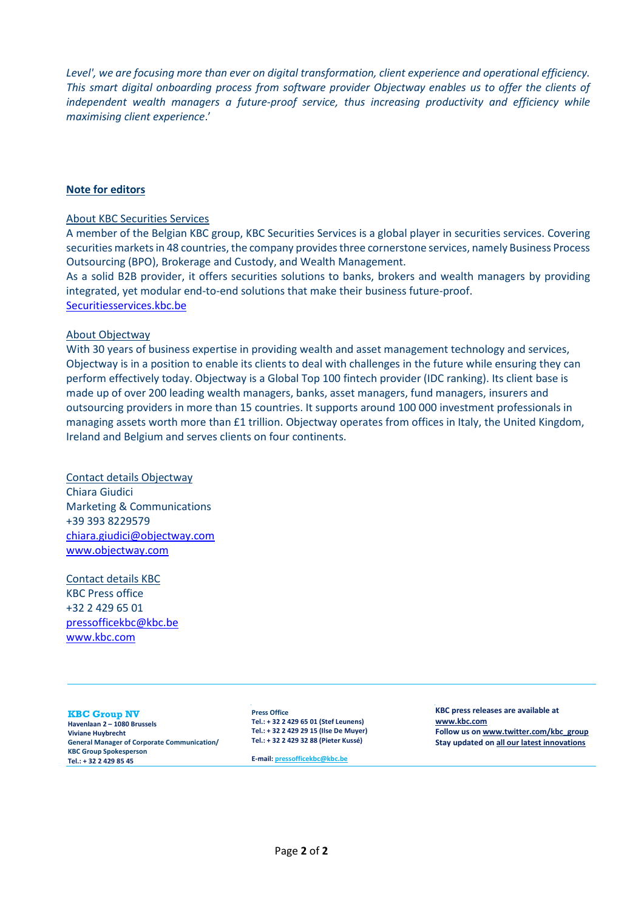*Level', we are focusing more than ever on digital transformation, client experience and operational efficiency. This smart digital onboarding process from software provider Objectway enables us to offer the clients of independent wealth managers a future-proof service, thus increasing productivity and efficiency while maximising client experience*.'

**Note for editors**

About KBC Securities Services

A member of the Belgian KBC group, KBC Securities Services is a global player in securities services. Covering securities markets in 48 countries, the company provides three cornerstone services, namely Business Process Outsourcing (BPO), Brokerage and Custody, and Wealth Management.

As a solid B2B provider, it offers securities solutions to banks, brokers and wealth managers by providing integrated, yet modular end-to-end solutions that make their business future-proof.

Securitiesservices.kbc.be

About Objectway

With 30 years of business expertise in providing wealth and asset management technology and services, Objectway is in a position to enable its clients to deal with challenges in the future while ensuring they can perform effectively today. Objectway is a Global Top 100 fintech provider (IDC ranking). Its client base is made up of over 200 leading wealth managers, banks, asset managers, fund managers, insurers and outsourcing providers in more than 15 countries. It supports around 100 000 investment professionals in managing assets worth more than £1 trillion. Objectway operates from offices in Italy, the United Kingdom, Ireland and Belgium and serves clients on four continents.

Contact details Objectway

Chiara Giudici
Marketing & Communications
+39 393 8229579
chiara.giudici@objectway.com
www.objectway.com

Contact details KBC

KBC Press office
+32 2 429 65 01
pressofficekbc@kbc.be
www.kbc.com

---

**KBC Group NV**
**Havenlaan 2 – 1080 Brussels**
**Viviane Huybrecht**
**General Manager of Corporate Communication/**
**KBC Group Spokesperson**
**Tel.: + 32 2 429 85 45**

**Press Office**
**Tel.: + 32 2 429 65 01 (Stef Leunens)**
**Tel.: + 32 2 429 29 15 (Ilse De Muyer)**
**Tel.: + 32 2 429 32 88 (Pieter Kussé)**

**E-mail: pressofficekbc@kbc.be**

**KBC press releases are available at www.kbc.com**
**Follow us on www.twitter.com/kbc_group**
**Stay updated on all our latest innovations**